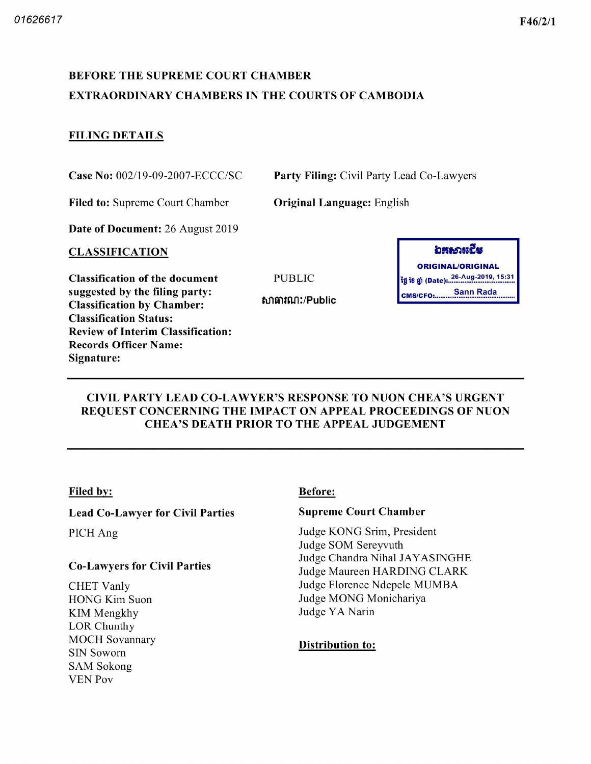01626617

F46/2/1

**BEFORE THE SUPREME COURT CHAMBER**

**EXTRAORDINARY CHAMBERS IN THE COURTS OF CAMBODIA**

## FILING DETAILS

**Case No:** 002/19-09-2007-ECCC/SC

**Party Filing:** Civil Party Lead Co-Lawyers

**Filed to:** Supreme Court Chamber

**Original Language:** English

**Date of Document:** 26 August 2019

## CLASSIFICATION

**Classification of the document suggested by the filing party:** PUBLIC

**Classification by Chamber:** សាធារណៈ/Public

**Classification Status:**

**Review of Interim Classification:**

**Records Officer Name:**

**Signature:**

ឯកសារដើម
ORIGINAL/ORIGINAL
ថ្ងៃ ខែ ឆ្នាំ (Date): 26-Aug-2019, 15:31
CMS/CFO: Sann Rada

---

## CIVIL PARTY LEAD CO-LAWYER'S RESPONSE TO NUON CHEA'S URGENT REQUEST CONCERNING THE IMPACT ON APPEAL PROCEEDINGS OF NUON CHEA'S DEATH PRIOR TO THE APPEAL JUDGEMENT

---

**Filed by:**

**Lead Co-Lawyer for Civil Parties**

PICH Ang

**Co-Lawyers for Civil Parties**

CHET Vanly
HONG Kim Suon
KIM Mengkhy
LOR Chunthy
MOCH Sovannary
SIN Soworn
SAM Sokong
VEN Pov

**Before:**

**Supreme Court Chamber**

Judge KONG Srim, President
Judge SOM Sereyvuth
Judge Chandra Nihal JAYASINGHE
Judge Maureen HARDING CLARK
Judge Florence Ndepele MUMBA
Judge MONG Monichariya
Judge YA Narin

**Distribution to:**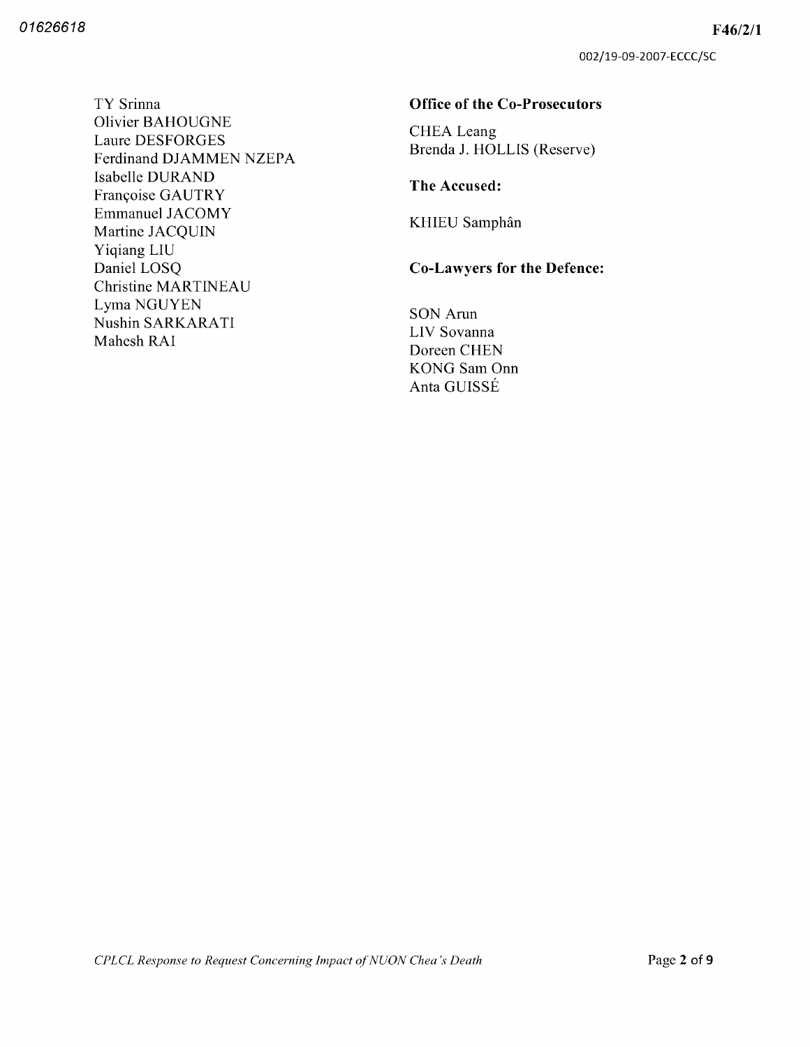TY Srinna
Olivier BAHOUGNE
Laure DESFORGES
Ferdinand DJAMMEN NZEPA
Isabelle DURAND
Françoise GAUTRY
Emmanuel JACOMY
Martine JACQUIN
Yiqiang LIU
Daniel LOSQ
Christine MARTINEAU
Lyma NGUYEN
Nushin SARKARATI
Mahesh RAI

**Office of the Co-Prosecutors**

CHEA Leang
Brenda J. HOLLIS (Reserve)

**The Accused:**

KHIEU Samphân

**Co-Lawyers for the Defence:**

SON Arun
LIV Sovanna
Doreen CHEN
KONG Sam Onn
Anta GUISSÉ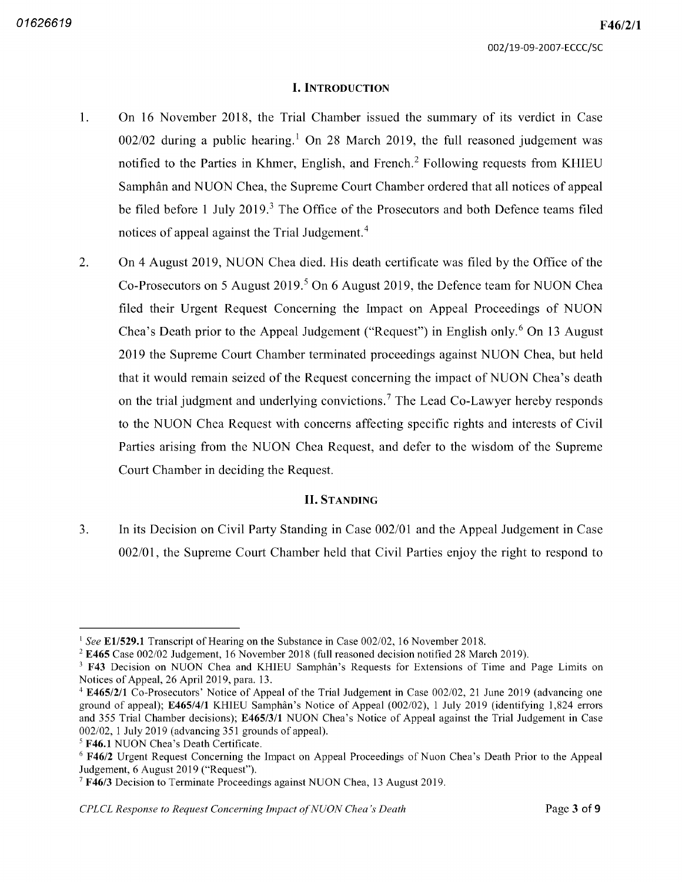## I. Introduction

1. On 16 November 2018, the Trial Chamber issued the summary of its verdict in Case 002/02 during a public hearing.[1] On 28 March 2019, the full reasoned judgement was notified to the Parties in Khmer, English, and French.[2] Following requests from KHIEU Samphân and NUON Chea, the Supreme Court Chamber ordered that all notices of appeal be filed before 1 July 2019.[3] The Office of the Prosecutors and both Defence teams filed notices of appeal against the Trial Judgement.[4]

2. On 4 August 2019, NUON Chea died. His death certificate was filed by the Office of the Co-Prosecutors on 5 August 2019.[5] On 6 August 2019, the Defence team for NUON Chea filed their Urgent Request Concerning the Impact on Appeal Proceedings of NUON Chea's Death prior to the Appeal Judgement ("Request") in English only.[6] On 13 August 2019 the Supreme Court Chamber terminated proceedings against NUON Chea, but held that it would remain seized of the Request concerning the impact of NUON Chea's death on the trial judgment and underlying convictions.[7] The Lead Co-Lawyer hereby responds to the NUON Chea Request with concerns affecting specific rights and interests of Civil Parties arising from the NUON Chea Request, and defer to the wisdom of the Supreme Court Chamber in deciding the Request.

## II. Standing

3. In its Decision on Civil Party Standing in Case 002/01 and the Appeal Judgement in Case 002/01, the Supreme Court Chamber held that Civil Parties enjoy the right to respond to

---

[1] *See* **E1/529.1** Transcript of Hearing on the Substance in Case 002/02, 16 November 2018.

[2] **E465** Case 002/02 Judgement, 16 November 2018 (full reasoned decision notified 28 March 2019).

[3] **F43** Decision on NUON Chea and KHIEU Samphân's Requests for Extensions of Time and Page Limits on Notices of Appeal, 26 April 2019, para. 13.

[4] **E465/2/1** Co-Prosecutors' Notice of Appeal of the Trial Judgement in Case 002/02, 21 June 2019 (advancing one ground of appeal); **E465/4/1** KHIEU Samphân's Notice of Appeal (002/02), 1 July 2019 (identifying 1,824 errors and 355 Trial Chamber decisions); **E465/3/1** NUON Chea's Notice of Appeal against the Trial Judgement in Case 002/02, 1 July 2019 (advancing 351 grounds of appeal).

[5] **F46.1** NUON Chea's Death Certificate.

[6] **F46/2** Urgent Request Concerning the Impact on Appeal Proceedings of Nuon Chea's Death Prior to the Appeal Judgement, 6 August 2019 ("Request").

[7] **F46/3** Decision to Terminate Proceedings against NUON Chea, 13 August 2019.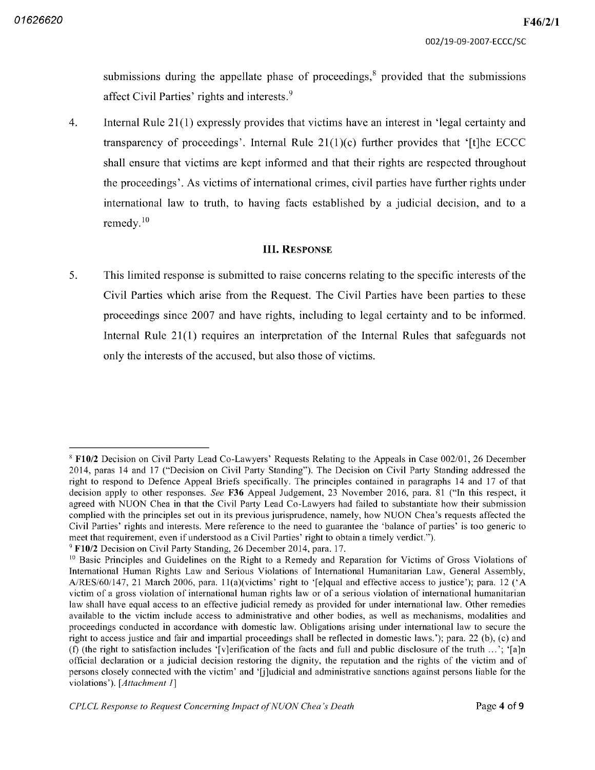submissions during the appellate phase of proceedings,[8] provided that the submissions affect Civil Parties' rights and interests.[9]

4. Internal Rule 21(1) expressly provides that victims have an interest in 'legal certainty and transparency of proceedings'. Internal Rule 21(1)(c) further provides that '[t]he ECCC shall ensure that victims are kept informed and that their rights are respected throughout the proceedings'. As victims of international crimes, civil parties have further rights under international law to truth, to having facts established by a judicial decision, and to a remedy.[10]

## III. RESPONSE

5. This limited response is submitted to raise concerns relating to the specific interests of the Civil Parties which arise from the Request. The Civil Parties have been parties to these proceedings since 2007 and have rights, including to legal certainty and to be informed. Internal Rule 21(1) requires an interpretation of the Internal Rules that safeguards not only the interests of the accused, but also those of victims.

---

[8] **F10/2** Decision on Civil Party Lead Co-Lawyers' Requests Relating to the Appeals in Case 002/01, 26 December 2014, paras 14 and 17 ("Decision on Civil Party Standing"). The Decision on Civil Party Standing addressed the right to respond to Defence Appeal Briefs specifically. The principles contained in paragraphs 14 and 17 of that decision apply to other responses. *See* **F36** Appeal Judgement, 23 November 2016, para. 81 ("In this respect, it agreed with NUON Chea in that the Civil Party Lead Co-Lawyers had failed to substantiate how their submission complied with the principles set out in its previous jurisprudence, namely, how NUON Chea's requests affected the Civil Parties' rights and interests. Mere reference to the need to guarantee the 'balance of parties' is too generic to meet that requirement, even if understood as a Civil Parties' right to obtain a timely verdict.").

[9] **F10/2** Decision on Civil Party Standing, 26 December 2014, para. 17.

[10] Basic Principles and Guidelines on the Right to a Remedy and Reparation for Victims of Gross Violations of International Human Rights Law and Serious Violations of International Humanitarian Law, General Assembly, A/RES/60/147, 21 March 2006, para. 11(a)(victims' right to '[e]qual and effective access to justice'); para. 12 ('A victim of a gross violation of international human rights law or of a serious violation of international humanitarian law shall have equal access to an effective judicial remedy as provided for under international law. Other remedies available to the victim include access to administrative and other bodies, as well as mechanisms, modalities and proceedings conducted in accordance with domestic law. Obligations arising under international law to secure the right to access justice and fair and impartial proceedings shall be reflected in domestic laws.'); para. 22 (b), (c) and (f) (the right to satisfaction includes '[v]erification of the facts and full and public disclosure of the truth …'; '[a]n official declaration or a judicial decision restoring the dignity, the reputation and the rights of the victim and of persons closely connected with the victim' and '[j]udicial and administrative sanctions against persons liable for the violations'). [*Attachment 1*]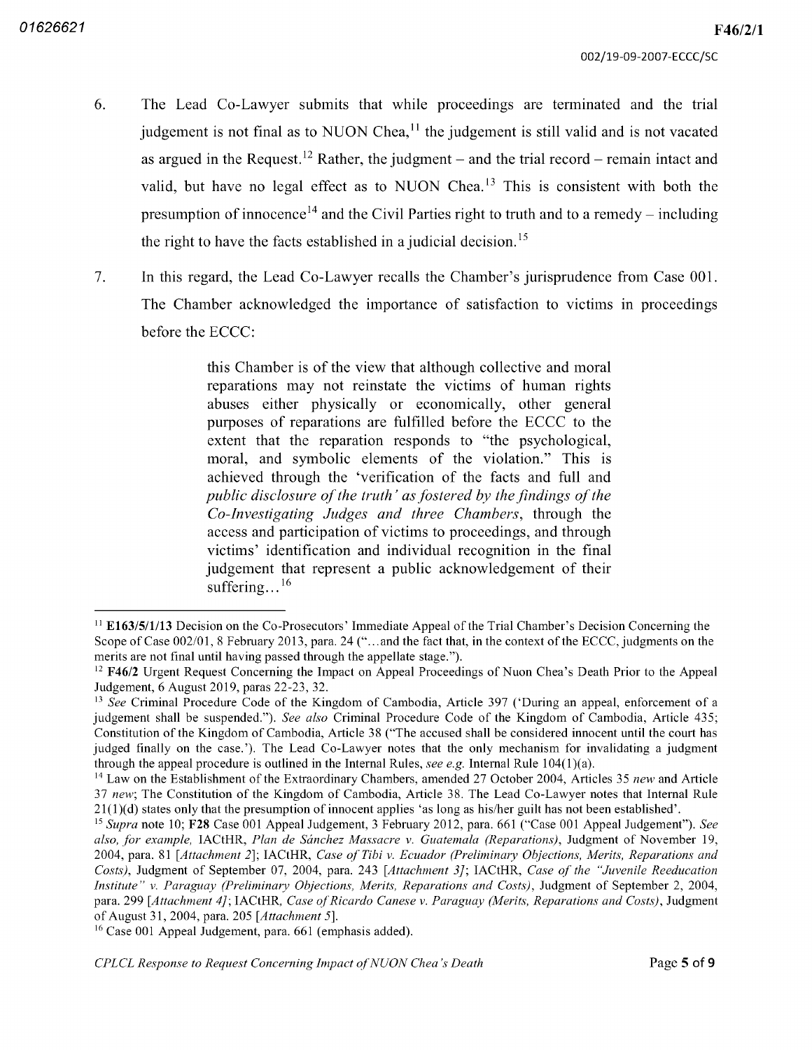6. The Lead Co-Lawyer submits that while proceedings are terminated and the trial judgement is not final as to NUON Chea,[11] the judgement is still valid and is not vacated as argued in the Request.[12] Rather, the judgment – and the trial record – remain intact and valid, but have no legal effect as to NUON Chea.[13] This is consistent with both the presumption of innocence[14] and the Civil Parties right to truth and to a remedy – including the right to have the facts established in a judicial decision.[15]

7. In this regard, the Lead Co-Lawyer recalls the Chamber's jurisprudence from Case 001. The Chamber acknowledged the importance of satisfaction to victims in proceedings before the ECCC:

> this Chamber is of the view that although collective and moral reparations may not reinstate the victims of human rights abuses either physically or economically, other general purposes of reparations are fulfilled before the ECCC to the extent that the reparation responds to "the psychological, moral, and symbolic elements of the violation." This is achieved through the 'verification of the facts and full and *public disclosure of the truth' as fostered by the findings of the Co-Investigating Judges and three Chambers*, through the access and participation of victims to proceedings, and through victims' identification and individual recognition in the final judgement that represent a public acknowledgement of their suffering...[16]

---

[11] **E163/5/1/13** Decision on the Co-Prosecutors' Immediate Appeal of the Trial Chamber's Decision Concerning the Scope of Case 002/01, 8 February 2013, para. 24 ("...and the fact that, in the context of the ECCC, judgments on the merits are not final until having passed through the appellate stage.").

[12] **F46/2** Urgent Request Concerning the Impact on Appeal Proceedings of Nuon Chea's Death Prior to the Appeal Judgement, 6 August 2019, paras 22-23, 32.

[13] *See* Criminal Procedure Code of the Kingdom of Cambodia, Article 397 ('During an appeal, enforcement of a judgement shall be suspended."). *See also* Criminal Procedure Code of the Kingdom of Cambodia, Article 435; Constitution of the Kingdom of Cambodia, Article 38 ("The accused shall be considered innocent until the court has judged finally on the case.'). The Lead Co-Lawyer notes that the only mechanism for invalidating a judgment through the appeal procedure is outlined in the Internal Rules, *see e.g.* Internal Rule 104(1)(a).

[14] Law on the Establishment of the Extraordinary Chambers, amended 27 October 2004, Articles 35 *new* and Article 37 *new*; The Constitution of the Kingdom of Cambodia, Article 38. The Lead Co-Lawyer notes that Internal Rule 21(1)(d) states only that the presumption of innocent applies 'as long as his/her guilt has not been established'.

[15] *Supra* note 10; **F28** Case 001 Appeal Judgement, 3 February 2012, para. 661 ("Case 001 Appeal Judgement"). *See also, for example,* IACtHR, *Plan de Sánchez Massacre v. Guatemala (Reparations)*, Judgment of November 19, 2004, para. 81 [*Attachment 2*]; IACtHR, *Case of Tibi v. Ecuador (Preliminary Objections, Merits, Reparations and Costs)*, Judgment of September 07, 2004, para. 243 [*Attachment 3*]; IACtHR, *Case of the "Juvenile Reeducation Institute" v. Paraguay (Preliminary Objections, Merits, Reparations and Costs)*, Judgment of September 2, 2004, para. 299 [*Attachment 4*]; IACtHR, *Case of Ricardo Canese v. Paraguay (Merits, Reparations and Costs)*, Judgment of August 31, 2004, para. 205 [*Attachment 5*].

[16] Case 001 Appeal Judgement, para. 661 (emphasis added).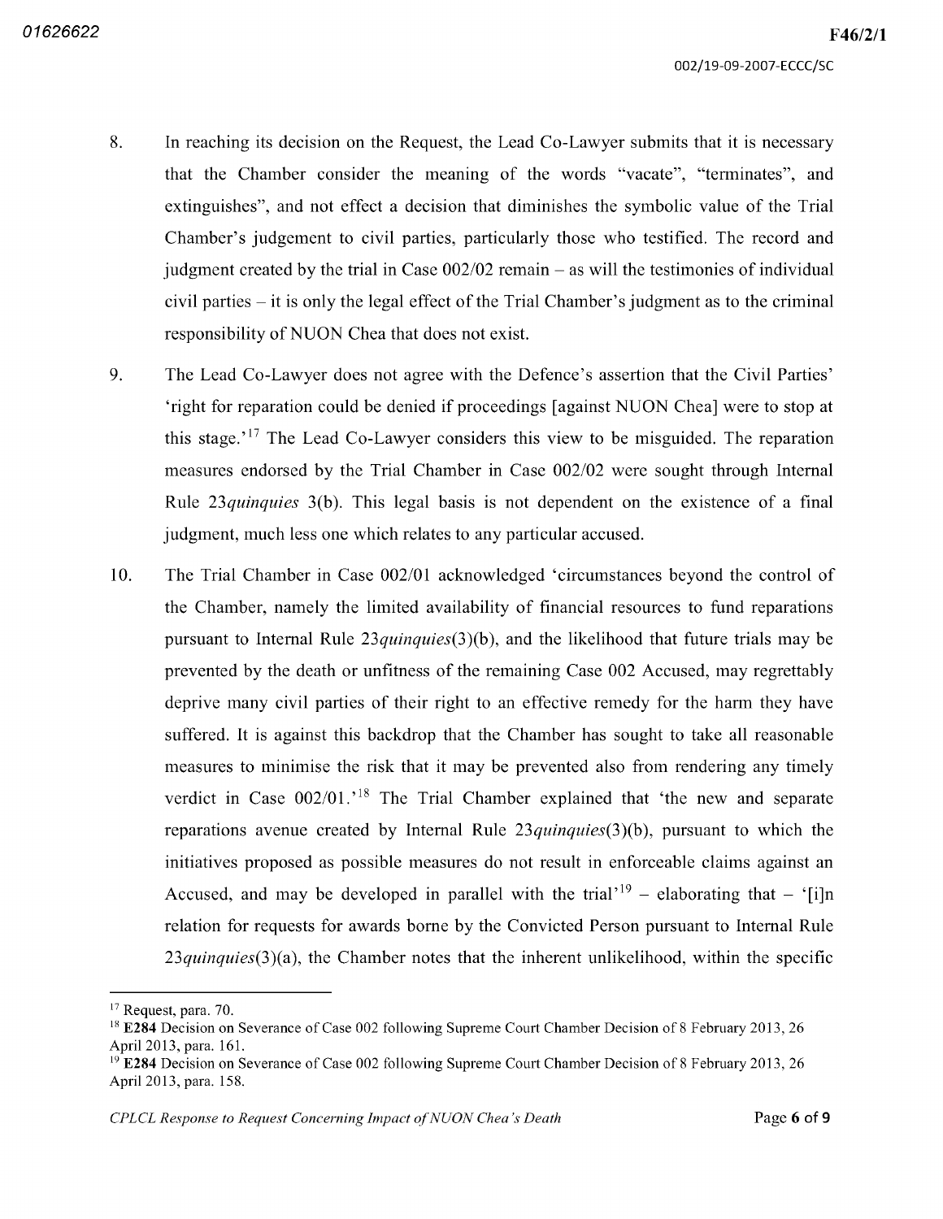8. In reaching its decision on the Request, the Lead Co-Lawyer submits that it is necessary that the Chamber consider the meaning of the words "vacate", "terminates", and extinguishes", and not effect a decision that diminishes the symbolic value of the Trial Chamber's judgement to civil parties, particularly those who testified. The record and judgment created by the trial in Case 002/02 remain – as will the testimonies of individual civil parties – it is only the legal effect of the Trial Chamber's judgment as to the criminal responsibility of NUON Chea that does not exist.

9. The Lead Co-Lawyer does not agree with the Defence's assertion that the Civil Parties' 'right for reparation could be denied if proceedings [against NUON Chea] were to stop at this stage.'[17] The Lead Co-Lawyer considers this view to be misguided. The reparation measures endorsed by the Trial Chamber in Case 002/02 were sought through Internal Rule 23*quinquies* 3(b). This legal basis is not dependent on the existence of a final judgment, much less one which relates to any particular accused.

10. The Trial Chamber in Case 002/01 acknowledged 'circumstances beyond the control of the Chamber, namely the limited availability of financial resources to fund reparations pursuant to Internal Rule 23*quinquies*(3)(b), and the likelihood that future trials may be prevented by the death or unfitness of the remaining Case 002 Accused, may regrettably deprive many civil parties of their right to an effective remedy for the harm they have suffered. It is against this backdrop that the Chamber has sought to take all reasonable measures to minimise the risk that it may be prevented also from rendering any timely verdict in Case 002/01.'[18] The Trial Chamber explained that 'the new and separate reparations avenue created by Internal Rule 23*quinquies*(3)(b), pursuant to which the initiatives proposed as possible measures do not result in enforceable claims against an Accused, and may be developed in parallel with the trial'[19] – elaborating that – '[i]n relation for requests for awards borne by the Convicted Person pursuant to Internal Rule 23*quinquies*(3)(a), the Chamber notes that the inherent unlikelihood, within the specific

---

[17] Request, para. 70.

[18] **E284** Decision on Severance of Case 002 following Supreme Court Chamber Decision of 8 February 2013, 26 April 2013, para. 161.

[19] **E284** Decision on Severance of Case 002 following Supreme Court Chamber Decision of 8 February 2013, 26 April 2013, para. 158.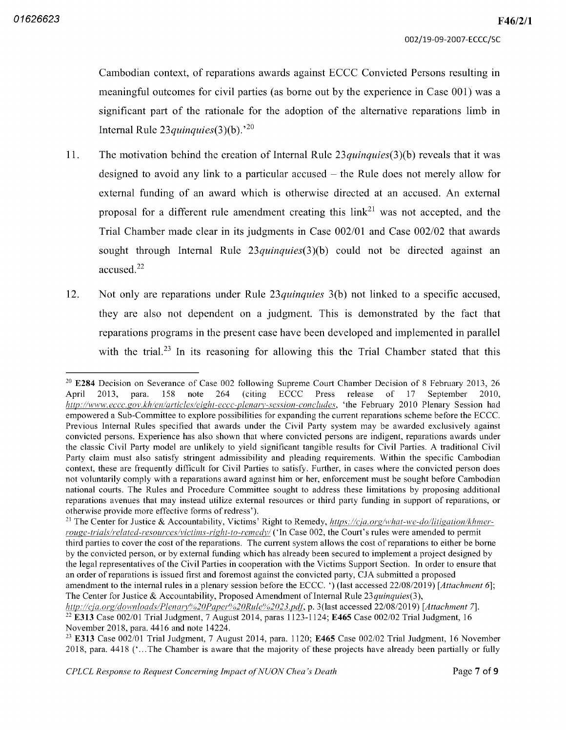Cambodian context, of reparations awards against ECCC Convicted Persons resulting in meaningful outcomes for civil parties (as borne out by the experience in Case 001) was a significant part of the rationale for the adoption of the alternative reparations limb in Internal Rule 23*quinquies*(3)(b).'[20]

11. The motivation behind the creation of Internal Rule 23*quinquies*(3)(b) reveals that it was designed to avoid any link to a particular accused – the Rule does not merely allow for external funding of an award which is otherwise directed at an accused. An external proposal for a different rule amendment creating this link[21] was not accepted, and the Trial Chamber made clear in its judgments in Case 002/01 and Case 002/02 that awards sought through Internal Rule 23*quinquies*(3)(b) could not be directed against an accused.[22]

12. Not only are reparations under Rule 23*quinquies* 3(b) not linked to a specific accused, they are also not dependent on a judgment. This is demonstrated by the fact that reparations programs in the present case have been developed and implemented in parallel with the trial.[23] In its reasoning for allowing this the Trial Chamber stated that this

---

[20] **E284** Decision on Severance of Case 002 following Supreme Court Chamber Decision of 8 February 2013, 26 April 2013, para. 158 note 264 (citing ECCC Press release of 17 September 2010, *http://www.eccc.gov.kh/en/articles/eight-eccc-plenary-session-concludes*, 'the February 2010 Plenary Session had empowered a Sub-Committee to explore possibilities for expanding the current reparations scheme before the ECCC. Previous Internal Rules specified that awards under the Civil Party system may be awarded exclusively against convicted persons. Experience has also shown that where convicted persons are indigent, reparations awards under the classic Civil Party model are unlikely to yield significant tangible results for Civil Parties. A traditional Civil Party claim must also satisfy stringent admissibility and pleading requirements. Within the specific Cambodian context, these are frequently difficult for Civil Parties to satisfy. Further, in cases where the convicted person does not voluntarily comply with a reparations award against him or her, enforcement must be sought before Cambodian national courts. The Rules and Procedure Committee sought to address these limitations by proposing additional reparations avenues that may instead utilize external resources or third party funding in support of reparations, or otherwise provide more effective forms of redress').

[21] The Center for Justice & Accountability, Victims' Right to Remedy, *https://cja.org/what-we-do/litigation/khmer-rouge-trials/related-resources/victims-right-to-remedy/* ('In Case 002, the Court's rules were amended to permit third parties to cover the cost of the reparations. The current system allows the cost of reparations to either be borne by the convicted person, or by external funding which has already been secured to implement a project designed by the legal representatives of the Civil Parties in cooperation with the Victims Support Section. In order to ensure that an order of reparations is issued first and foremost against the convicted party, CJA submitted a proposed amendment to the internal rules in a plenary session before the ECCC. ') (last accessed 22/08/2019) [*Attachment 6*]; The Center for Justice & Accountability, Proposed Amendment of Internal Rule 23*quinquies*(3), *http://cja.org/downloads/Plenary%20Paper%20Rule%2023.pdf*, p. 3(last accessed 22/08/2019) [*Attachment 7*].

[22] **E313** Case 002/01 Trial Judgment, 7 August 2014, paras 1123-1124; **E465** Case 002/02 Trial Judgment, 16 November 2018, para. 4416 and note 14224.

[23] **E313** Case 002/01 Trial Judgment, 7 August 2014, para. 1120; **E465** Case 002/02 Trial Judgment, 16 November 2018, para. 4418 ('...The Chamber is aware that the majority of these projects have already been partially or fully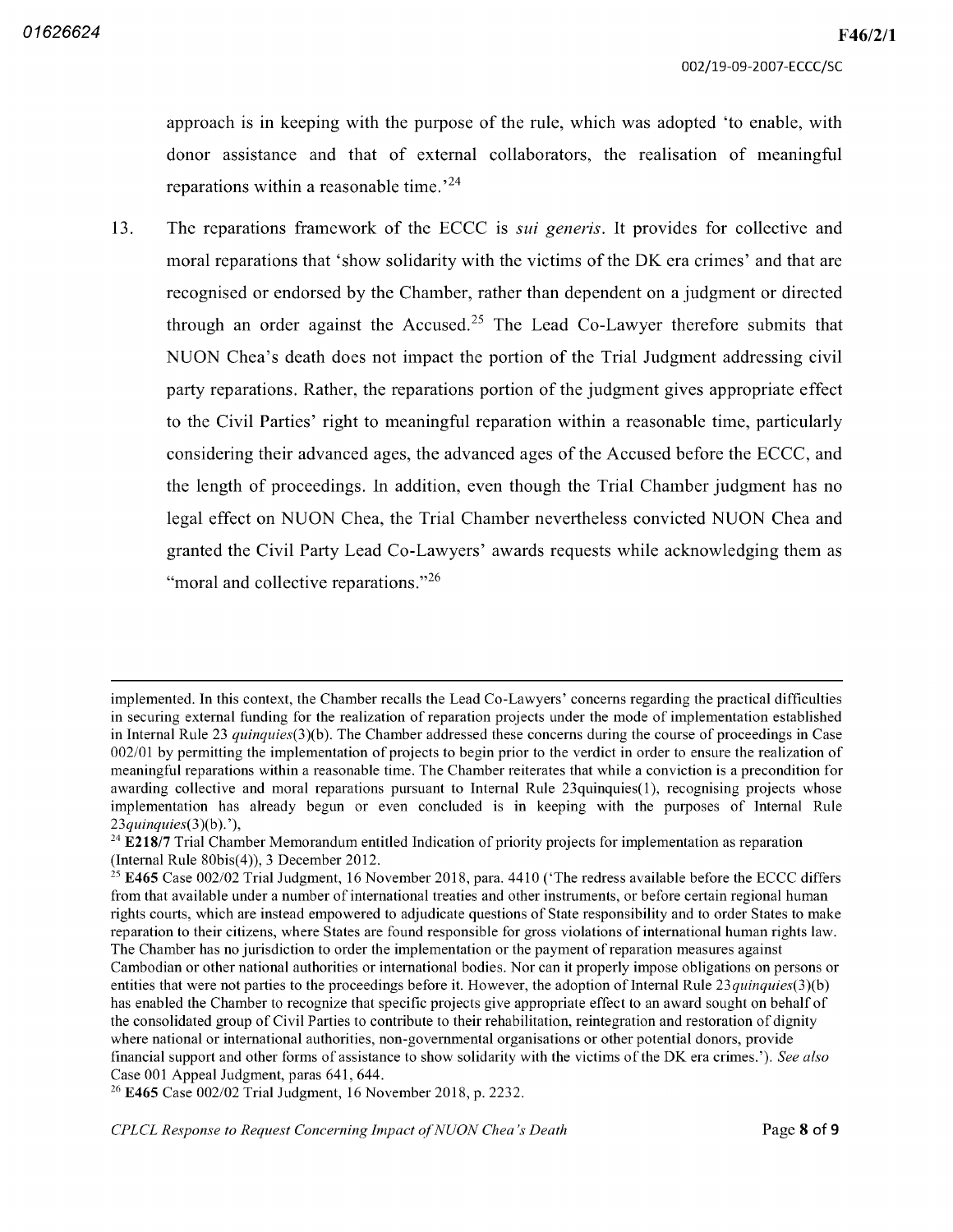approach is in keeping with the purpose of the rule, which was adopted 'to enable, with donor assistance and that of external collaborators, the realisation of meaningful reparations within a reasonable time.'[24]

13. The reparations framework of the ECCC is *sui generis*. It provides for collective and moral reparations that 'show solidarity with the victims of the DK era crimes' and that are recognised or endorsed by the Chamber, rather than dependent on a judgment or directed through an order against the Accused.[25] The Lead Co-Lawyer therefore submits that NUON Chea's death does not impact the portion of the Trial Judgment addressing civil party reparations. Rather, the reparations portion of the judgment gives appropriate effect to the Civil Parties' right to meaningful reparation within a reasonable time, particularly considering their advanced ages, the advanced ages of the Accused before the ECCC, and the length of proceedings. In addition, even though the Trial Chamber judgment has no legal effect on NUON Chea, the Trial Chamber nevertheless convicted NUON Chea and granted the Civil Party Lead Co-Lawyers' awards requests while acknowledging them as "moral and collective reparations."[26]

---

implemented. In this context, the Chamber recalls the Lead Co-Lawyers' concerns regarding the practical difficulties in securing external funding for the realization of reparation projects under the mode of implementation established in Internal Rule 23 *quinquies*(3)(b). The Chamber addressed these concerns during the course of proceedings in Case 002/01 by permitting the implementation of projects to begin prior to the verdict in order to ensure the realization of meaningful reparations within a reasonable time. The Chamber reiterates that while a conviction is a precondition for awarding collective and moral reparations pursuant to Internal Rule 23quinquies(1), recognising projects whose implementation has already begun or even concluded is in keeping with the purposes of Internal Rule 23*quinquies*(3)(b).'),

[24] **E218/7** Trial Chamber Memorandum entitled Indication of priority projects for implementation as reparation (Internal Rule 80bis(4)), 3 December 2012.

[25] **E465** Case 002/02 Trial Judgment, 16 November 2018, para. 4410 ('The redress available before the ECCC differs from that available under a number of international treaties and other instruments, or before certain regional human rights courts, which are instead empowered to adjudicate questions of State responsibility and to order States to make reparation to their citizens, where States are found responsible for gross violations of international human rights law. The Chamber has no jurisdiction to order the implementation or the payment of reparation measures against Cambodian or other national authorities or international bodies. Nor can it properly impose obligations on persons or entities that were not parties to the proceedings before it. However, the adoption of Internal Rule 23*quinquies*(3)(b) has enabled the Chamber to recognize that specific projects give appropriate effect to an award sought on behalf of the consolidated group of Civil Parties to contribute to their rehabilitation, reintegration and restoration of dignity where national or international authorities, non-governmental organisations or other potential donors, provide financial support and other forms of assistance to show solidarity with the victims of the DK era crimes.'). *See also* Case 001 Appeal Judgment, paras 641, 644.

[26] **E465** Case 002/02 Trial Judgment, 16 November 2018, p. 2232.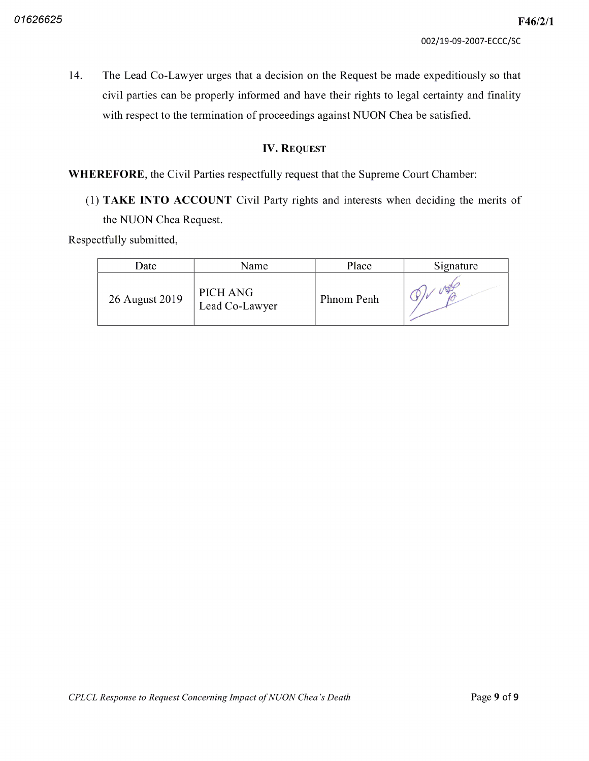14. The Lead Co-Lawyer urges that a decision on the Request be made expeditiously so that civil parties can be properly informed and have their rights to legal certainty and finality with respect to the termination of proceedings against NUON Chea be satisfied.

## IV. REQUEST

**WHEREFORE**, the Civil Parties respectfully request that the Supreme Court Chamber:

(1) **TAKE INTO ACCOUNT** Civil Party rights and interests when deciding the merits of the NUON Chea Request.

Respectfully submitted,

| Date | Name | Place | Signature |
|---|---|---|---|
| 26 August 2019 | PICH ANG<br>Lead Co-Lawyer | Phnom Penh | |